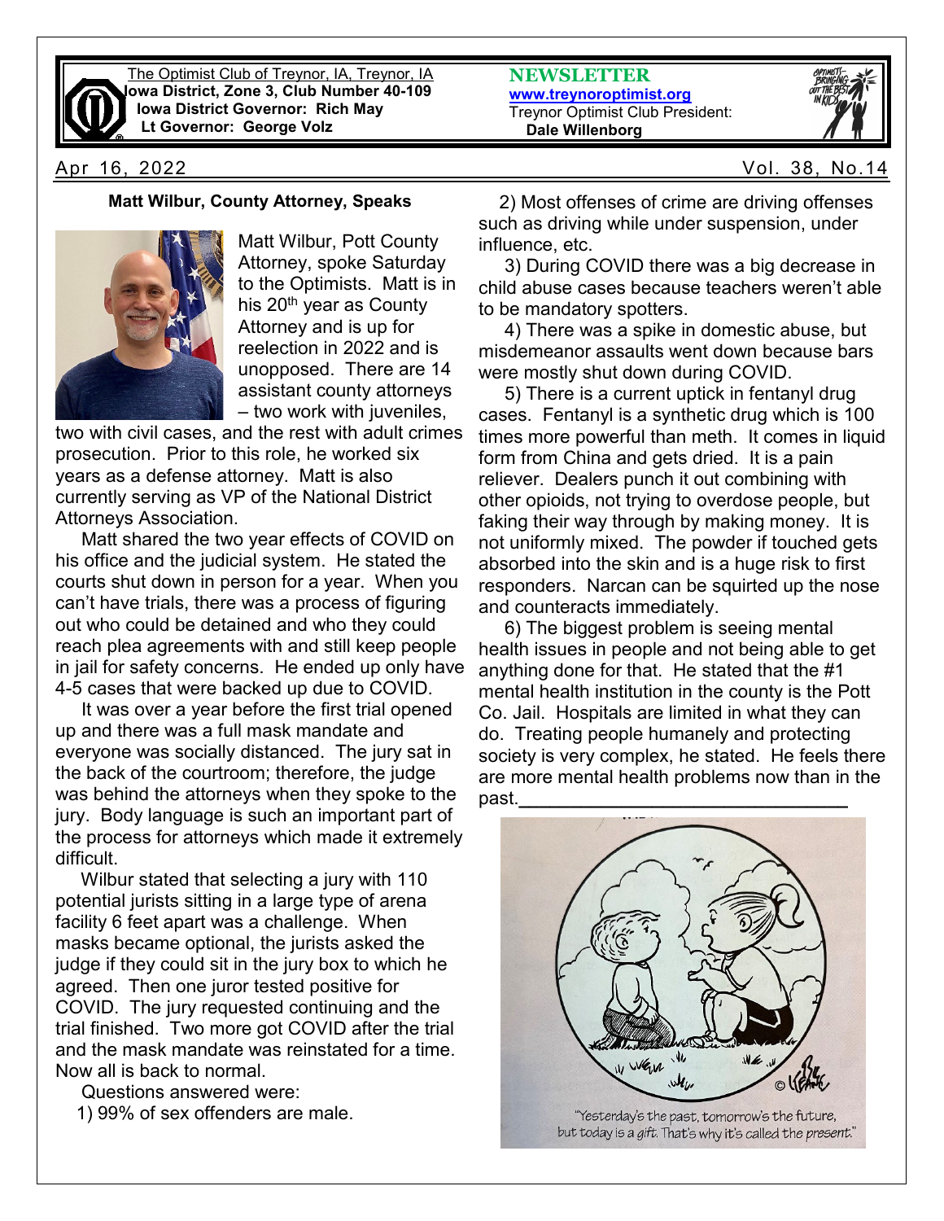The Optimist Club of Treynor, IA, Treynor, IA
**Iowa District, Zone 3, Club Number 40-109**
**Iowa District Governor: Rich May**
**Lt Governor: George Volz**

**NEWSLETTER**
www.treynoroptimist.org
Treynor Optimist Club President:
**Dale Willenborg**

Apr 16, 2022 Vol. 38, No.14

### Matt Wilbur, County Attorney, Speaks

Matt Wilbur, Pott County Attorney, spoke Saturday to the Optimists. Matt is in his 20th year as County Attorney and is up for reelection in 2022 and is unopposed. There are 14 assistant county attorneys – two work with juveniles, two with civil cases, and the rest with adult crimes prosecution. Prior to this role, he worked six years as a defense attorney. Matt is also currently serving as VP of the National District Attorneys Association.

Matt shared the two year effects of COVID on his office and the judicial system. He stated the courts shut down in person for a year. When you can't have trials, there was a process of figuring out who could be detained and who they could reach plea agreements with and still keep people in jail for safety concerns. He ended up only have 4-5 cases that were backed up due to COVID.

It was over a year before the first trial opened up and there was a full mask mandate and everyone was socially distanced. The jury sat in the back of the courtroom; therefore, the judge was behind the attorneys when they spoke to the jury. Body language is such an important part of the process for attorneys which made it extremely difficult.

Wilbur stated that selecting a jury with 110 potential jurists sitting in a large type of arena facility 6 feet apart was a challenge. When masks became optional, the jurists asked the judge if they could sit in the jury box to which he agreed. Then one juror tested positive for COVID. The jury requested continuing and the trial finished. Two more got COVID after the trial and the mask mandate was reinstated for a time. Now all is back to normal.

Questions answered were:

1) 99% of sex offenders are male.

2) Most offenses of crime are driving offenses such as driving while under suspension, under influence, etc.

3) During COVID there was a big decrease in child abuse cases because teachers weren't able to be mandatory spotters.

4) There was a spike in domestic abuse, but misdemeanor assaults went down because bars were mostly shut down during COVID.

5) There is a current uptick in fentanyl drug cases. Fentanyl is a synthetic drug which is 100 times more powerful than meth. It comes in liquid form from China and gets dried. It is a pain reliever. Dealers punch it out combining with other opioids, not trying to overdose people, but faking their way through by making money. It is not uniformly mixed. The powder if touched gets absorbed into the skin and is a huge risk to first responders. Narcan can be squirted up the nose and counteracts immediately.

6) The biggest problem is seeing mental health issues in people and not being able to get anything done for that. He stated that the #1 mental health institution in the county is the Pott Co. Jail. Hospitals are limited in what they can do. Treating people humanely and protecting society is very complex, he stated. He feels there are more mental health problems now than in the past.

"Yesterday's the past, tomorrow's the future, but today is a *gift*. That's why it's called the *present*."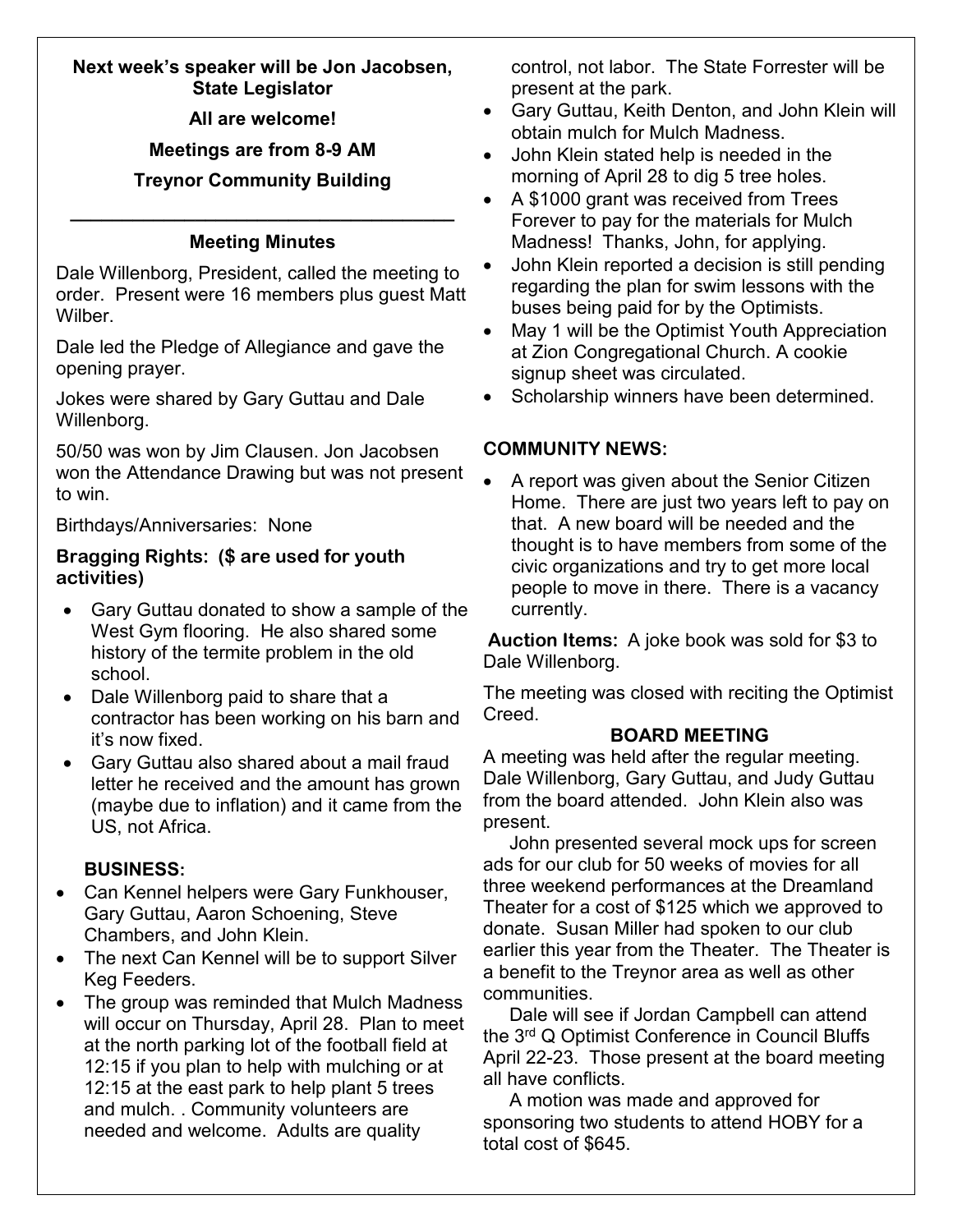**Next week's speaker will be Jon Jacobsen, State Legislator**

**All are welcome!**

**Meetings are from 8-9 AM**

**Treynor Community Building**

---

## Meeting Minutes

Dale Willenborg, President, called the meeting to order. Present were 16 members plus guest Matt Wilber.

Dale led the Pledge of Allegiance and gave the opening prayer.

Jokes were shared by Gary Guttau and Dale Willenborg.

50/50 was won by Jim Clausen. Jon Jacobsen won the Attendance Drawing but was not present to win.

Birthdays/Anniversaries: None

### Bragging Rights: ($ are used for youth activities)

- Gary Guttau donated to show a sample of the West Gym flooring. He also shared some history of the termite problem in the old school.
- Dale Willenborg paid to share that a contractor has been working on his barn and it's now fixed.
- Gary Guttau also shared about a mail fraud letter he received and the amount has grown (maybe due to inflation) and it came from the US, not Africa.

### BUSINESS:

- Can Kennel helpers were Gary Funkhouser, Gary Guttau, Aaron Schoening, Steve Chambers, and John Klein.
- The next Can Kennel will be to support Silver Keg Feeders.
- The group was reminded that Mulch Madness will occur on Thursday, April 28. Plan to meet at the north parking lot of the football field at 12:15 if you plan to help with mulching or at 12:15 at the east park to help plant 5 trees and mulch. . Community volunteers are needed and welcome. Adults are quality control, not labor. The State Forrester will be present at the park.
- Gary Guttau, Keith Denton, and John Klein will obtain mulch for Mulch Madness.
- John Klein stated help is needed in the morning of April 28 to dig 5 tree holes.
- A $1000 grant was received from Trees Forever to pay for the materials for Mulch Madness! Thanks, John, for applying.
- John Klein reported a decision is still pending regarding the plan for swim lessons with the buses being paid for by the Optimists.
- May 1 will be the Optimist Youth Appreciation at Zion Congregational Church. A cookie signup sheet was circulated.
- Scholarship winners have been determined.

### COMMUNITY NEWS:

- A report was given about the Senior Citizen Home. There are just two years left to pay on that. A new board will be needed and the thought is to have members from some of the civic organizations and try to get more local people to move in there. There is a vacancy currently.

**Auction Items:** A joke book was sold for $3 to Dale Willenborg.

The meeting was closed with reciting the Optimist Creed.

### BOARD MEETING

A meeting was held after the regular meeting. Dale Willenborg, Gary Guttau, and Judy Guttau from the board attended. John Klein also was present.

John presented several mock ups for screen ads for our club for 50 weeks of movies for all three weekend performances at the Dreamland Theater for a cost of $125 which we approved to donate. Susan Miller had spoken to our club earlier this year from the Theater. The Theater is a benefit to the Treynor area as well as other communities.

Dale will see if Jordan Campbell can attend the 3rd Q Optimist Conference in Council Bluffs April 22-23. Those present at the board meeting all have conflicts.

A motion was made and approved for sponsoring two students to attend HOBY for a total cost of $645.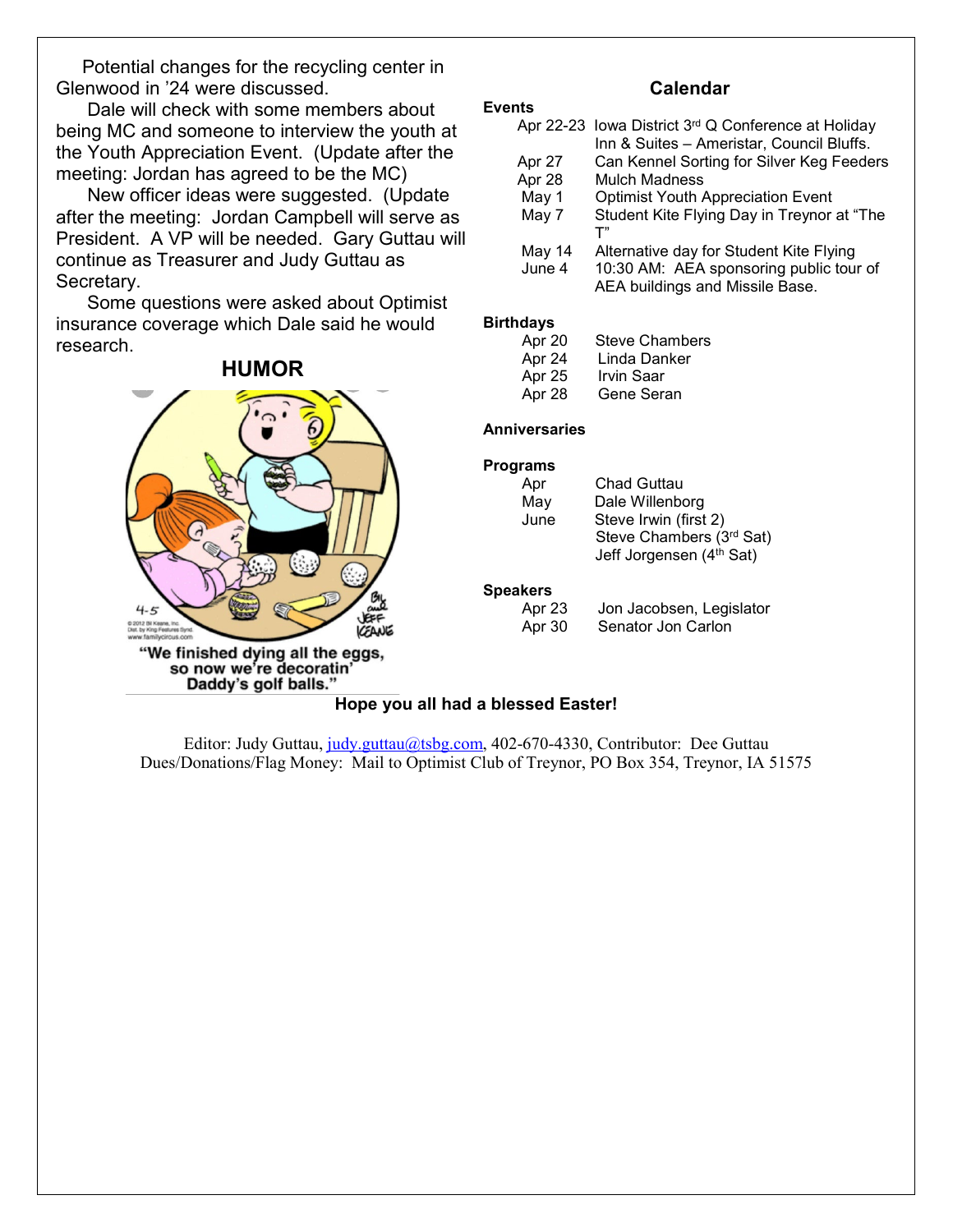Potential changes for the recycling center in Glenwood in '24 were discussed.

Dale will check with some members about being MC and someone to interview the youth at the Youth Appreciation Event. (Update after the meeting: Jordan has agreed to be the MC)

New officer ideas were suggested. (Update after the meeting: Jordan Campbell will serve as President. A VP will be needed. Gary Guttau will continue as Treasurer and Judy Guttau as Secretary.

Some questions were asked about Optimist insurance coverage which Dale said he would research.

## HUMOR

"We finished dying all the eggs, so now we're decoratin' Daddy's golf balls."

## Calendar

**Events**

| | |
|---|---|
| Apr 22-23 | Iowa District 3rd Q Conference at Holiday Inn & Suites – Ameristar, Council Bluffs. |
| Apr 27 | Can Kennel Sorting for Silver Keg Feeders |
| Apr 28 | Mulch Madness |
| May 1 | Optimist Youth Appreciation Event |
| May 7 | Student Kite Flying Day in Treynor at "The T" |
| May 14 | Alternative day for Student Kite Flying |
| June 4 | 10:30 AM: AEA sponsoring public tour of AEA buildings and Missile Base. |

**Birthdays**

| | |
|---|---|
| Apr 20 | Steve Chambers |
| Apr 24 | Linda Danker |
| Apr 25 | Irvin Saar |
| Apr 28 | Gene Seran |

**Anniversaries**

**Programs**

| | |
|---|---|
| Apr | Chad Guttau |
| May | Dale Willenborg |
| June | Steve Irwin (first 2) |
| | Steve Chambers (3rd Sat) |
| | Jeff Jorgensen (4th Sat) |

**Speakers**

| | |
|---|---|
| Apr 23 | Jon Jacobsen, Legislator |
| Apr 30 | Senator Jon Carlon |

**Hope you all had a blessed Easter!**

Editor: Judy Guttau, judy.guttau@tsbg.com, 402-670-4330, Contributor: Dee Guttau
Dues/Donations/Flag Money: Mail to Optimist Club of Treynor, PO Box 354, Treynor, IA 51575